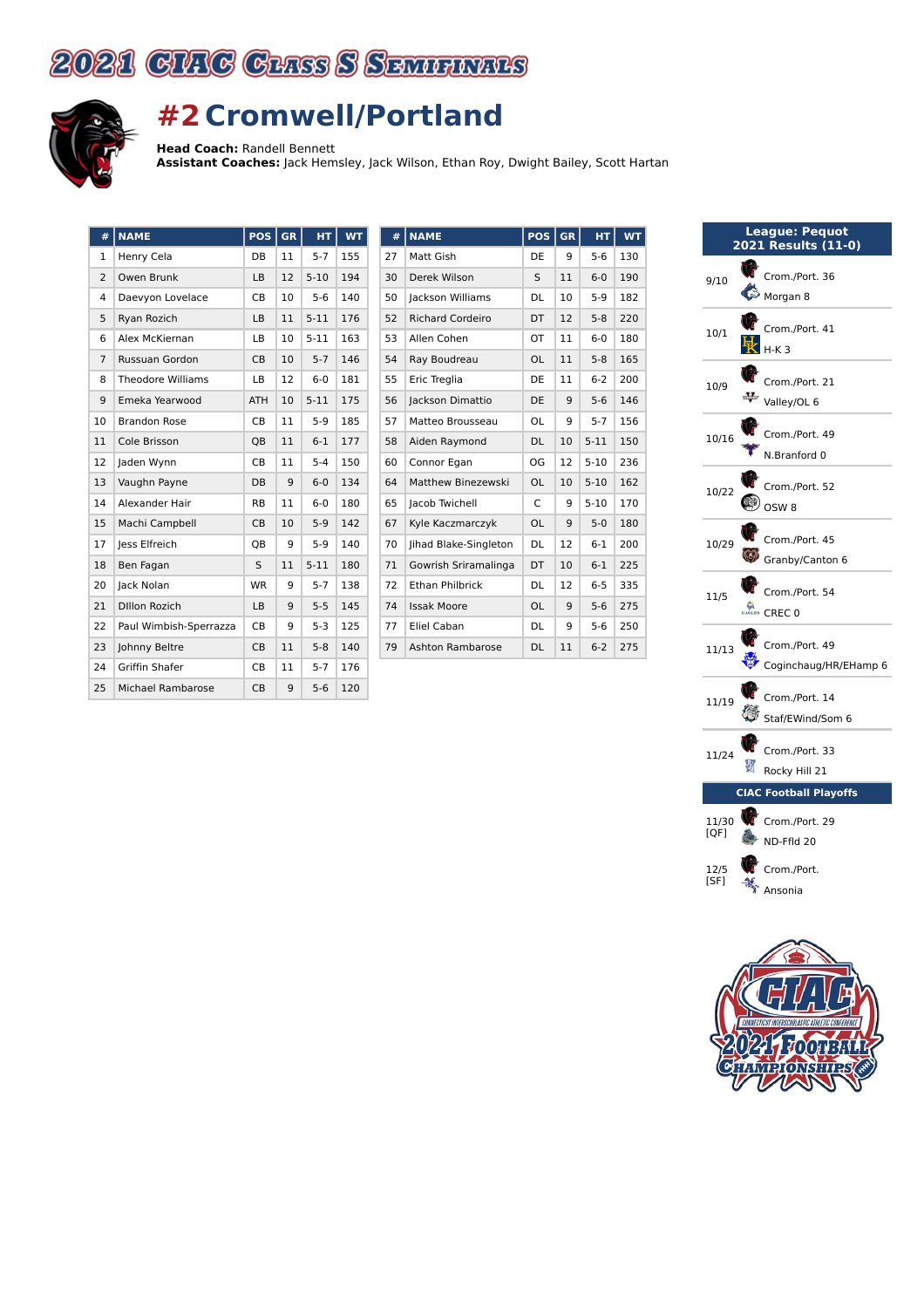# 2021 CIAC Class S Semifinals

## #2 Cromwell/Portland

**Head Coach:** Randell Bennett
**Assistant Coaches:** Jack Hemsley, Jack Wilson, Ethan Roy, Dwight Bailey, Scott Hartan

| # | NAME | POS | GR | HT | WT |
|---|---|---|---|---|---|
| 1 | Henry Cela | DB | 11 | 5-7 | 155 |
| 2 | Owen Brunk | LB | 12 | 5-10 | 194 |
| 4 | Daevyon Lovelace | CB | 10 | 5-6 | 140 |
| 5 | Ryan Rozich | LB | 11 | 5-11 | 176 |
| 6 | Alex McKiernan | LB | 10 | 5-11 | 163 |
| 7 | Russuan Gordon | CB | 10 | 5-7 | 146 |
| 8 | Theodore Williams | LB | 12 | 6-0 | 181 |
| 9 | Emeka Yearwood | ATH | 10 | 5-11 | 175 |
| 10 | Brandon Rose | CB | 11 | 5-9 | 185 |
| 11 | Cole Brisson | QB | 11 | 6-1 | 177 |
| 12 | Jaden Wynn | CB | 11 | 5-4 | 150 |
| 13 | Vaughn Payne | DB | 9 | 6-0 | 134 |
| 14 | Alexander Hair | RB | 11 | 6-0 | 180 |
| 15 | Machi Campbell | CB | 10 | 5-9 | 142 |
| 17 | Jess Elfreich | QB | 9 | 5-9 | 140 |
| 18 | Ben Fagan | S | 11 | 5-11 | 180 |
| 20 | Jack Nolan | WR | 9 | 5-7 | 138 |
| 21 | DIllon Rozich | LB | 9 | 5-5 | 145 |
| 22 | Paul Wimbish-Sperrazza | CB | 9 | 5-3 | 125 |
| 23 | Johnny Beltre | CB | 11 | 5-8 | 140 |
| 24 | Griffin Shafer | CB | 11 | 5-7 | 176 |
| 25 | Michael Rambarose | CB | 9 | 5-6 | 120 |
| 27 | Matt Gish | DE | 9 | 5-6 | 130 |
| 30 | Derek Wilson | S | 11 | 6-0 | 190 |
| 50 | Jackson Williams | DL | 10 | 5-9 | 182 |
| 52 | Richard Cordeiro | DT | 12 | 5-8 | 220 |
| 53 | Allen Cohen | OT | 11 | 6-0 | 180 |
| 54 | Ray Boudreau | OL | 11 | 5-8 | 165 |
| 55 | Eric Treglia | DE | 11 | 6-2 | 200 |
| 56 | Jackson Dimattio | DE | 9 | 5-6 | 146 |
| 57 | Matteo Brousseau | OL | 9 | 5-7 | 156 |
| 58 | Aiden Raymond | DL | 10 | 5-11 | 150 |
| 60 | Connor Egan | OG | 12 | 5-10 | 236 |
| 64 | Matthew Binezewski | OL | 10 | 5-10 | 162 |
| 65 | Jacob Twichell | C | 9 | 5-10 | 170 |
| 67 | Kyle Kaczmarczyk | OL | 9 | 5-0 | 180 |
| 70 | Jihad Blake-Singleton | DL | 12 | 6-1 | 200 |
| 71 | Gowrish Sriramalinga | DT | 10 | 6-1 | 225 |
| 72 | Ethan Philbrick | DL | 12 | 6-5 | 335 |
| 74 | Issak Moore | OL | 9 | 5-6 | 275 |
| 77 | Eliel Caban | DL | 9 | 5-6 | 250 |
| 79 | Ashton Rambarose | DL | 11 | 6-2 | 275 |

**League: Pequot**
**2021 Results (11-0)**

| Date | Result |
|---|---|
| 9/10 | Crom./Port. 36, Morgan 8 |
| 10/1 | Crom./Port. 41, H-K 3 |
| 10/9 | Crom./Port. 21, Valley/OL 6 |
| 10/16 | Crom./Port. 49, N.Branford 0 |
| 10/22 | Crom./Port. 52, OSW 8 |
| 10/29 | Crom./Port. 45, Granby/Canton 6 |
| 11/5 | Crom./Port. 54, CREC 0 |
| 11/13 | Crom./Port. 49, Coginchaug/HR/EHamp 6 |
| 11/19 | Crom./Port. 14, Staf/EWind/Som 6 |
| 11/24 | Crom./Port. 33, Rocky Hill 21 |

**CIAC Football Playoffs**

| Date | Result |
|---|---|
| 11/30 [QF] | Crom./Port. 29, ND-Ffld 20 |
| 12/5 [SF] | Crom./Port., Ansonia |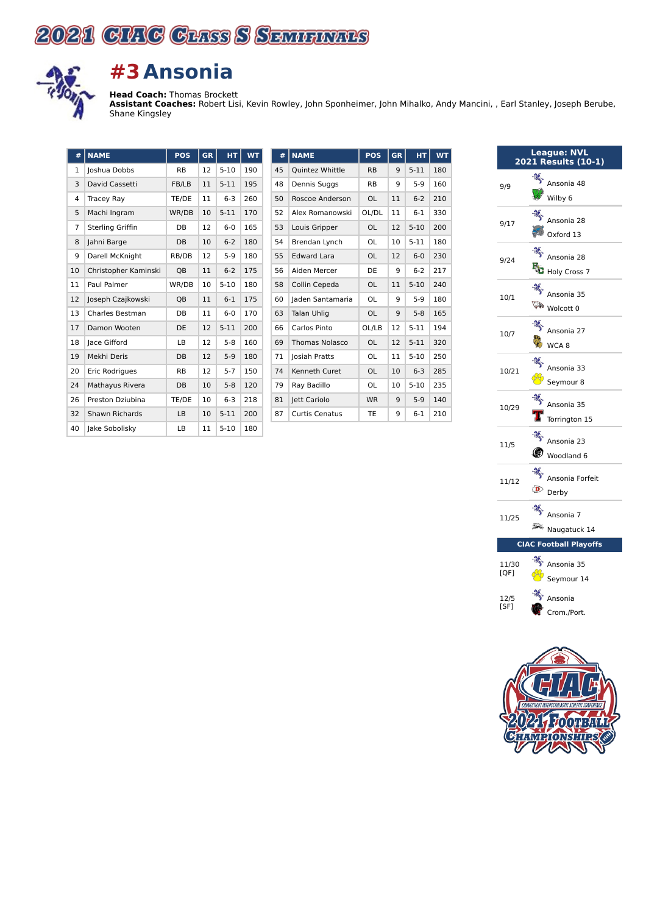# 2021 CIAC Class S Semifinals

## #3 Ansonia

**Head Coach:** Thomas Brockett
**Assistant Coaches:** Robert Lisi, Kevin Rowley, John Sponheimer, John Mihalko, Andy Mancini, , Earl Stanley, Joseph Berube, Shane Kingsley

| # | NAME | POS | GR | HT | WT |
|---|---|---|---|---|---|
| 1 | Joshua Dobbs | RB | 12 | 5-10 | 190 |
| 3 | David Cassetti | FB/LB | 11 | 5-11 | 195 |
| 4 | Tracey Ray | TE/DE | 11 | 6-3 | 260 |
| 5 | Machi Ingram | WR/DB | 10 | 5-11 | 170 |
| 7 | Sterling Griffin | DB | 12 | 6-0 | 165 |
| 8 | Jahni Barge | DB | 10 | 6-2 | 180 |
| 9 | Darell McKnight | RB/DB | 12 | 5-9 | 180 |
| 10 | Christopher Kaminski | QB | 11 | 6-2 | 175 |
| 11 | Paul Palmer | WR/DB | 10 | 5-10 | 180 |
| 12 | Joseph Czajkowski | QB | 11 | 6-1 | 175 |
| 13 | Charles Bestman | DB | 11 | 6-0 | 170 |
| 17 | Damon Wooten | DE | 12 | 5-11 | 200 |
| 18 | Jace Gifford | LB | 12 | 5-8 | 160 |
| 19 | Mekhi Deris | DB | 12 | 5-9 | 180 |
| 20 | Eric Rodrigues | RB | 12 | 5-7 | 150 |
| 24 | Mathayus Rivera | DB | 10 | 5-8 | 120 |
| 26 | Preston Dziubina | TE/DE | 10 | 6-3 | 218 |
| 32 | Shawn Richards | LB | 10 | 5-11 | 200 |
| 40 | Jake Sobolisky | LB | 11 | 5-10 | 180 |
| 45 | Quintez Whittle | RB | 9 | 5-11 | 180 |
| 48 | Dennis Suggs | RB | 9 | 5-9 | 160 |
| 50 | Roscoe Anderson | OL | 11 | 6-2 | 210 |
| 52 | Alex Romanowski | OL/DL | 11 | 6-1 | 330 |
| 53 | Louis Gripper | OL | 12 | 5-10 | 200 |
| 54 | Brendan Lynch | OL | 10 | 5-11 | 180 |
| 55 | Edward Lara | OL | 12 | 6-0 | 230 |
| 56 | Aiden Mercer | DE | 9 | 6-2 | 217 |
| 58 | Collin Cepeda | OL | 11 | 5-10 | 240 |
| 60 | Jaden Santamaria | OL | 9 | 5-9 | 180 |
| 63 | Talan Uhlig | OL | 9 | 5-8 | 165 |
| 66 | Carlos Pinto | OL/LB | 12 | 5-11 | 194 |
| 69 | Thomas Nolasco | OL | 12 | 5-11 | 320 |
| 71 | Josiah Pratts | OL | 11 | 5-10 | 250 |
| 74 | Kenneth Curet | OL | 10 | 6-3 | 285 |
| 79 | Ray Badillo | OL | 10 | 5-10 | 235 |
| 81 | Jett Cariolo | WR | 9 | 5-9 | 140 |
| 87 | Curtis Cenatus | TE | 9 | 6-1 | 210 |

### League: NVL
### 2021 Results (10-1)

| Date | Result |
|---|---|
| 9/9 | Ansonia 48, Wilby 6 |
| 9/17 | Ansonia 28, Oxford 13 |
| 9/24 | Ansonia 28, Holy Cross 7 |
| 10/1 | Ansonia 35, Wolcott 0 |
| 10/7 | Ansonia 27, WCA 8 |
| 10/21 | Ansonia 33, Seymour 8 |
| 10/29 | Ansonia 35, Torrington 15 |
| 11/5 | Ansonia 23, Woodland 6 |
| 11/12 | Ansonia Forfeit, Derby |
| 11/25 | Ansonia 7, Naugatuck 14 |

### CIAC Football Playoffs

| Date | Result |
|---|---|
| 11/30 [QF] | Ansonia 35, Seymour 14 |
| 12/5 [SF] | Ansonia, Crom./Port. |

CIAC Connecticut Interscholastic Athletic Conference 2021 Football Championships